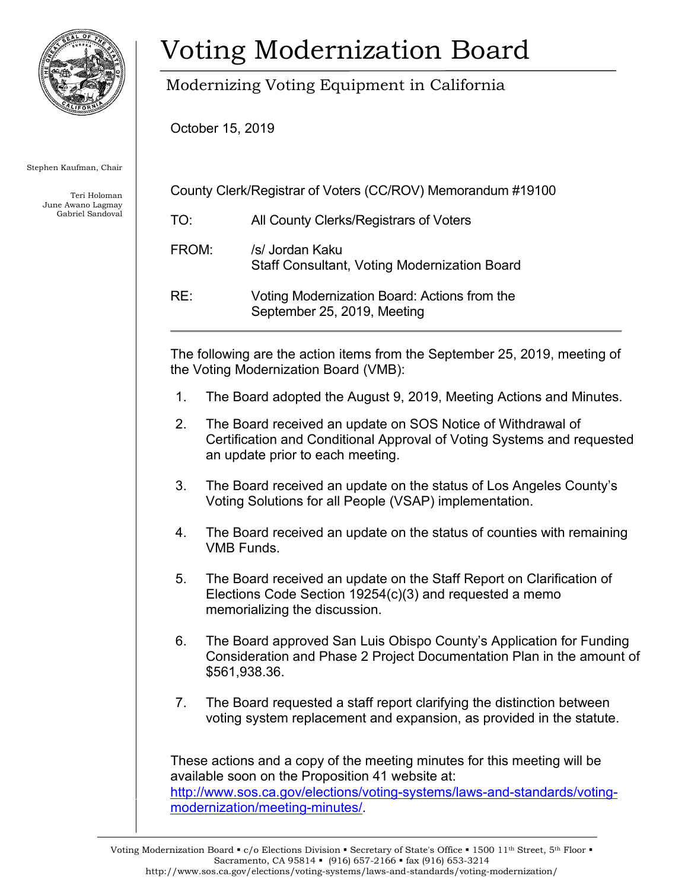# Voting Modernization Board

## Modernizing Voting Equipment in California

Stephen Kaufman, Chair

Teri Holoman
June Awano Lagmay
Gabriel Sandoval

October 15, 2019

County Clerk/Registrar of Voters (CC/ROV) Memorandum #19100

TO: All County Clerks/Registrars of Voters

FROM: /s/ Jordan Kaku
Staff Consultant, Voting Modernization Board

RE: Voting Modernization Board: Actions from the September 25, 2019, Meeting

---

The following are the action items from the September 25, 2019, meeting of the Voting Modernization Board (VMB):

1. The Board adopted the August 9, 2019, Meeting Actions and Minutes.
2. The Board received an update on SOS Notice of Withdrawal of Certification and Conditional Approval of Voting Systems and requested an update prior to each meeting.
3. The Board received an update on the status of Los Angeles County's Voting Solutions for all People (VSAP) implementation.
4. The Board received an update on the status of counties with remaining VMB Funds.
5. The Board received an update on the Staff Report on Clarification of Elections Code Section 19254(c)(3) and requested a memo memorializing the discussion.
6. The Board approved San Luis Obispo County's Application for Funding Consideration and Phase 2 Project Documentation Plan in the amount of $561,938.36.
7. The Board requested a staff report clarifying the distinction between voting system replacement and expansion, as provided in the statute.

These actions and a copy of the meeting minutes for this meeting will be available soon on the Proposition 41 website at: [http://www.sos.ca.gov/elections/voting-systems/laws-and-standards/voting-modernization/meeting-minutes/](http://www.sos.ca.gov/elections/voting-systems/laws-and-standards/voting-modernization/meeting-minutes/).

Voting Modernization Board ▪ c/o Elections Division ▪ Secretary of State's Office ▪ 1500 11th Street, 5th Floor ▪ Sacramento, CA 95814 ▪ (916) 657-2166 ▪ fax (916) 653-3214
http://www.sos.ca.gov/elections/voting-systems/laws-and-standards/voting-modernization/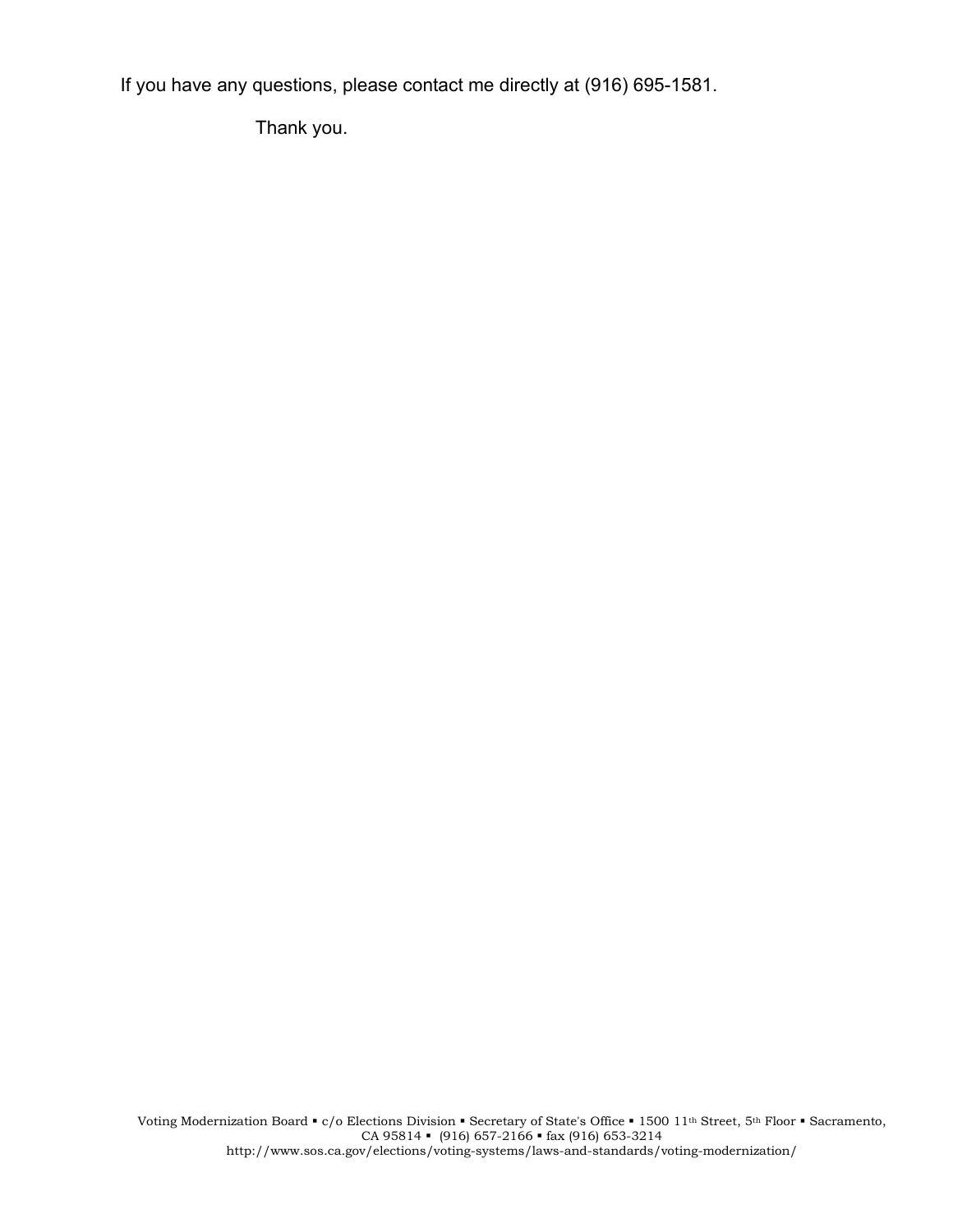If you have any questions, please contact me directly at (916) 695-1581.

Thank you.